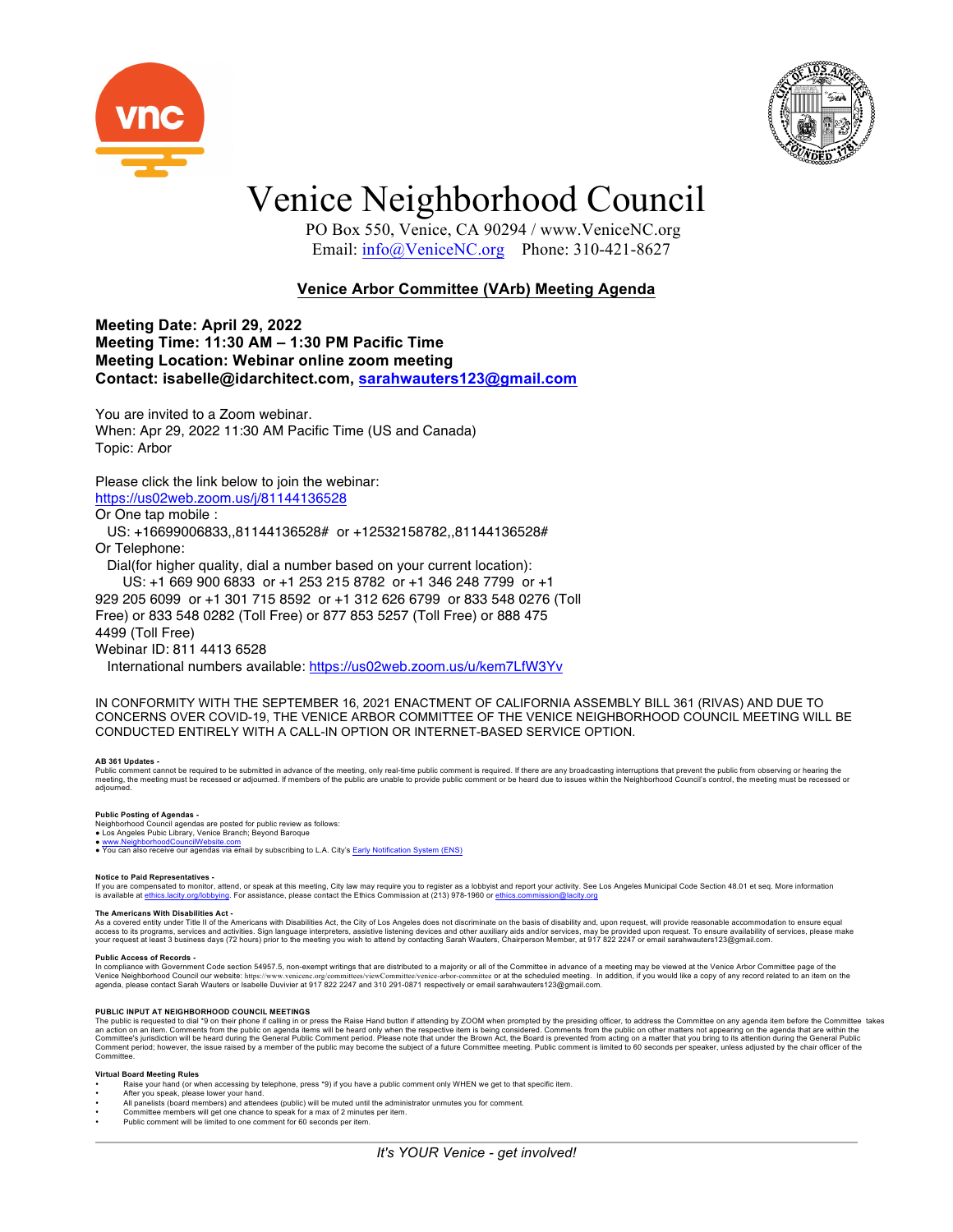# Venice Neighborhood Council

PO Box 550, Venice, CA 90294 / www.VeniceNC.org
Email: info@VeniceNC.org Phone: 310-421-8627

## Venice Arbor Committee (VArb) Meeting Agenda

**Meeting Date: April 29, 2022**
**Meeting Time: 11:30 AM – 1:30 PM Pacific Time**
**Meeting Location: Webinar online zoom meeting**
**Contact: isabelle@idarchitect.com, sarahwauters123@gmail.com**

You are invited to a Zoom webinar.
When: Apr 29, 2022 11:30 AM Pacific Time (US and Canada)
Topic: Arbor

Please click the link below to join the webinar:
https://us02web.zoom.us/j/81144136528
Or One tap mobile :
US: +16699006833,,81144136528# or +12532158782,,81144136528#
Or Telephone:
Dial(for higher quality, dial a number based on your current location):
US: +1 669 900 6833 or +1 253 215 8782 or +1 346 248 7799 or +1 929 205 6099 or +1 301 715 8592 or +1 312 626 6799 or 833 548 0276 (Toll Free) or 833 548 0282 (Toll Free) or 877 853 5257 (Toll Free) or 888 475 4499 (Toll Free)
Webinar ID: 811 4413 6528
International numbers available: https://us02web.zoom.us/u/kem7LfW3Yv

IN CONFORMITY WITH THE SEPTEMBER 16, 2021 ENACTMENT OF CALIFORNIA ASSEMBLY BILL 361 (RIVAS) AND DUE TO CONCERNS OVER COVID-19, THE VENICE ARBOR COMMITTEE OF THE VENICE NEIGHBORHOOD COUNCIL MEETING WILL BE CONDUCTED ENTIRELY WITH A CALL-IN OPTION OR INTERNET-BASED SERVICE OPTION.

**AB 361 Updates -**
Public comment cannot be required to be submitted in advance of the meeting, only real-time public comment is required. If there are any broadcasting interruptions that prevent the public from observing or hearing the meeting, the meeting must be recessed or adjourned. If members of the public are unable to provide public comment or be heard due to issues within the Neighborhood Council's control, the meeting must be recessed or adjourned.

**Public Posting of Agendas -**
Neighborhood Council agendas are posted for public review as follows:
- Los Angeles Pubic Library, Venice Branch; Beyond Baroque
- www.NeighborhoodCouncilWebsite.com
- You can also receive our agendas via email by subscribing to L.A. City's Early Notification System (ENS)

**Notice to Paid Representatives -**
If you are compensated to monitor, attend, or speak at this meeting, City law may require you to register as a lobbyist and report your activity. See Los Angeles Municipal Code Section 48.01 et seq. More information is available at ethics.lacity.org/lobbying. For assistance, please contact the Ethics Commission at (213) 978-1960 or ethics.commission@lacity.org

**The Americans With Disabilities Act -**
As a covered entity under Title II of the Americans with Disabilities Act, the City of Los Angeles does not discriminate on the basis of disability and, upon request, will provide reasonable accommodation to ensure equal access to its programs, services and activities. Sign language interpreters, assistive listening devices and other auxiliary aids and/or services, may be provided upon request. To ensure availability of services, please make your request at least 3 business days (72 hours) prior to the meeting you wish to attend by contacting Sarah Wauters, Chairperson Member, at 917 822 2247 or email sarahwauters123@gmail.com.

**Public Access of Records -**
In compliance with Government Code section 54957.5, non-exempt writings that are distributed to a majority or all of the Committee in advance of a meeting may be viewed at the Venice Arbor Committee page of the Venice Neighborhood Council our website: https://www.venicenc.org/committees/viewCommittee/venice-arbor-committee or at the scheduled meeting. In addition, if you would like a copy of any record related to an item on the agenda, please contact Sarah Wauters or Isabelle Duvivier at 917 822 2247 and 310 291-0871 respectively or email sarahwauters123@gmail.com.

**PUBLIC INPUT AT NEIGHBORHOOD COUNCIL MEETINGS**
The public is requested to dial *9 on their phone if calling in or press the Raise Hand button if attending by ZOOM when prompted by the presiding officer, to address the Committee on any agenda item before the Committee takes an action on an item. Comments from the public on agenda items will be heard only when the respective item is being considered. Comments from the public on other matters not appearing on the agenda that are within the Committee's jurisdiction will be heard during the General Public Comment period. Please note that under the Brown Act, the Board is prevented from acting on a matter that you bring to its attention during the General Public Comment period; however, the issue raised by a member of the public may become the subject of a future Committee meeting. Public comment is limited to 60 seconds per speaker, unless adjusted by the chair officer of the Committee.

**Virtual Board Meeting Rules**
- Raise your hand (or when accessing by telephone, press *9) if you have a public comment only WHEN we get to that specific item.
- After you speak, please lower your hand.
- All panelists (board members) and attendees (public) will be muted until the administrator unmutes you for comment.
- Committee members will get one chance to speak for a max of 2 minutes per item.
- Public comment will be limited to one comment for 60 seconds per item.

*It's YOUR Venice - get involved!*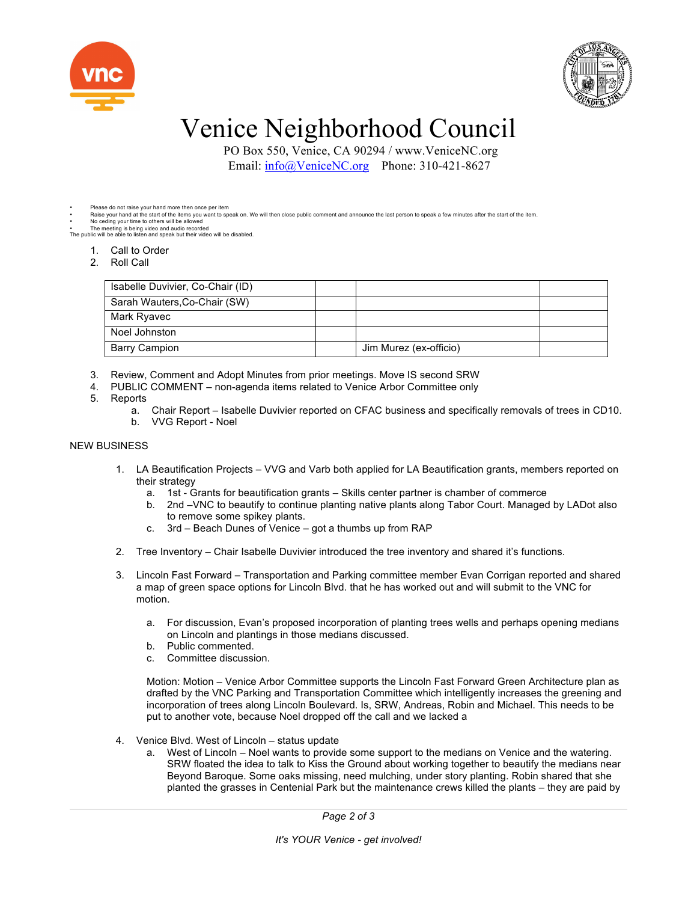# Venice Neighborhood Council

PO Box 550, Venice, CA 90294 / www.VeniceNC.org
Email: info@VeniceNC.org Phone: 310-421-8627

- Please do not raise your hand more then once per item
- Raise your hand at the start of the items you want to speak on. We will then close public comment and announce the last person to speak a few minutes after the start of the item.
- No ceding your time to others will be allowed
- The meeting is being video and audio recorded

The public will be able to listen and speak but their video will be disabled.

1. Call to Order
2. Roll Call

| Isabelle Duvivier, Co-Chair (ID) | | | |
|---|---|---|---|
| Sarah Wauters,Co-Chair (SW) | | | |
| Mark Ryavec | | | |
| Noel Johnston | | | |
| Barry Campion | | Jim Murez (ex-officio) | |

3. Review, Comment and Adopt Minutes from prior meetings. Move IS second SRW
4. PUBLIC COMMENT – non-agenda items related to Venice Arbor Committee only
5. Reports
   a. Chair Report – Isabelle Duvivier reported on CFAC business and specifically removals of trees in CD10.
   b. VVG Report - Noel

NEW BUSINESS

1. LA Beautification Projects – VVG and Varb both applied for LA Beautification grants, members reported on their strategy
   a. 1st - Grants for beautification grants – Skills center partner is chamber of commerce
   b. 2nd –VNC to beautify to continue planting native plants along Tabor Court. Managed by LADot also to remove some spikey plants.
   c. 3rd – Beach Dunes of Venice – got a thumbs up from RAP

2. Tree Inventory – Chair Isabelle Duvivier introduced the tree inventory and shared it's functions.

3. Lincoln Fast Forward – Transportation and Parking committee member Evan Corrigan reported and shared a map of green space options for Lincoln Blvd. that he has worked out and will submit to the VNC for motion.

   a. For discussion, Evan's proposed incorporation of planting trees wells and perhaps opening medians on Lincoln and plantings in those medians discussed.
   b. Public commented.
   c. Committee discussion.

   Motion: Motion – Venice Arbor Committee supports the Lincoln Fast Forward Green Architecture plan as drafted by the VNC Parking and Transportation Committee which intelligently increases the greening and incorporation of trees along Lincoln Boulevard. Is, SRW, Andreas, Robin and Michael. This needs to be put to another vote, because Noel dropped off the call and we lacked a

4. Venice Blvd. West of Lincoln – status update
   a. West of Lincoln – Noel wants to provide some support to the medians on Venice and the watering. SRW floated the idea to talk to Kiss the Ground about working together to beautify the medians near Beyond Baroque. Some oaks missing, need mulching, under story planting. Robin shared that she planted the grasses in Centenial Park but the maintenance crews killed the plants – they are paid by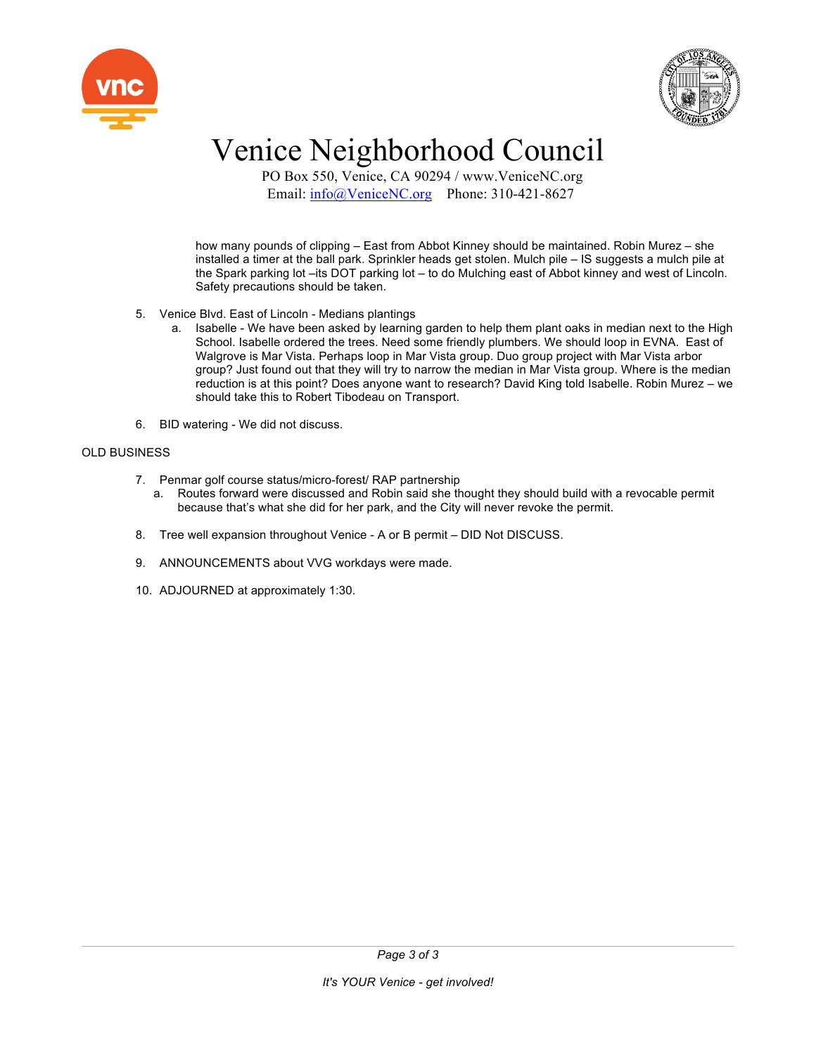# Venice Neighborhood Council

PO Box 550, Venice, CA 90294 / www.VeniceNC.org
Email: info@VeniceNC.org Phone: 310-421-8627

how many pounds of clipping – East from Abbot Kinney should be maintained. Robin Murez – she installed a timer at the ball park. Sprinkler heads get stolen. Mulch pile – IS suggests a mulch pile at the Spark parking lot –its DOT parking lot – to do Mulching east of Abbot kinney and west of Lincoln. Safety precautions should be taken.

5. Venice Blvd. East of Lincoln - Medians plantings
   a. Isabelle - We have been asked by learning garden to help them plant oaks in median next to the High School. Isabelle ordered the trees. Need some friendly plumbers. We should loop in EVNA. East of Walgrove is Mar Vista. Perhaps loop in Mar Vista group. Duo group project with Mar Vista arbor group? Just found out that they will try to narrow the median in Mar Vista group. Where is the median reduction is at this point? Does anyone want to research? David King told Isabelle. Robin Murez – we should take this to Robert Tibodeau on Transport.

6. BID watering - We did not discuss.

OLD BUSINESS

7. Penmar golf course status/micro-forest/ RAP partnership
   a. Routes forward were discussed and Robin said she thought they should build with a revocable permit because that's what she did for her park, and the City will never revoke the permit.

8. Tree well expansion throughout Venice - A or B permit – DID Not DISCUSS.

9. ANNOUNCEMENTS about VVG workdays were made.

10. ADJOURNED at approximately 1:30.

*It's YOUR Venice - get involved!*